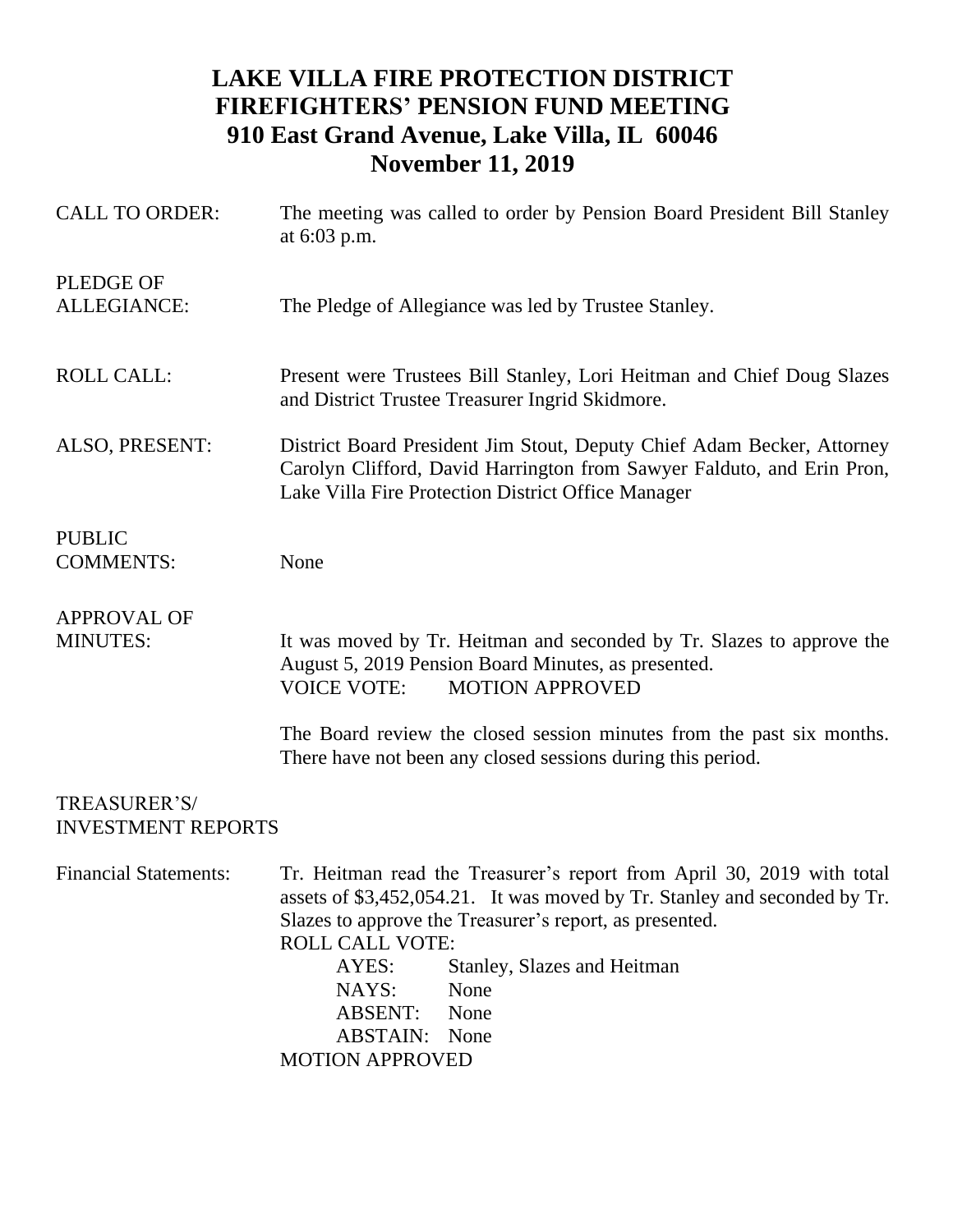# LAKE VILLA FIRE PROTECTION DISTRICT
# FIREFIGHTERS' PENSION FUND MEETING
# 910 East Grand Avenue, Lake Villa, IL 60046
# November 11, 2019

**CALL TO ORDER:** The meeting was called to order by Pension Board President Bill Stanley at 6:03 p.m.

**PLEDGE OF ALLEGIANCE:** The Pledge of Allegiance was led by Trustee Stanley.

**ROLL CALL:** Present were Trustees Bill Stanley, Lori Heitman and Chief Doug Slazes and District Trustee Treasurer Ingrid Skidmore.

**ALSO, PRESENT:** District Board President Jim Stout, Deputy Chief Adam Becker, Attorney Carolyn Clifford, David Harrington from Sawyer Falduto, and Erin Pron, Lake Villa Fire Protection District Office Manager

**PUBLIC COMMENTS:** None

**APPROVAL OF MINUTES:** It was moved by Tr. Heitman and seconded by Tr. Slazes to approve the August 5, 2019 Pension Board Minutes, as presented.
VOICE VOTE: MOTION APPROVED

The Board review the closed session minutes from the past six months. There have not been any closed sessions during this period.

**TREASURER'S/ INVESTMENT REPORTS**

**Financial Statements:** Tr. Heitman read the Treasurer's report from April 30, 2019 with total assets of $3,452,054.21. It was moved by Tr. Stanley and seconded by Tr. Slazes to approve the Treasurer's report, as presented.

ROLL CALL VOTE:

AYES: Stanley, Slazes and Heitman
NAYS: None
ABSENT: None
ABSTAIN: None

MOTION APPROVED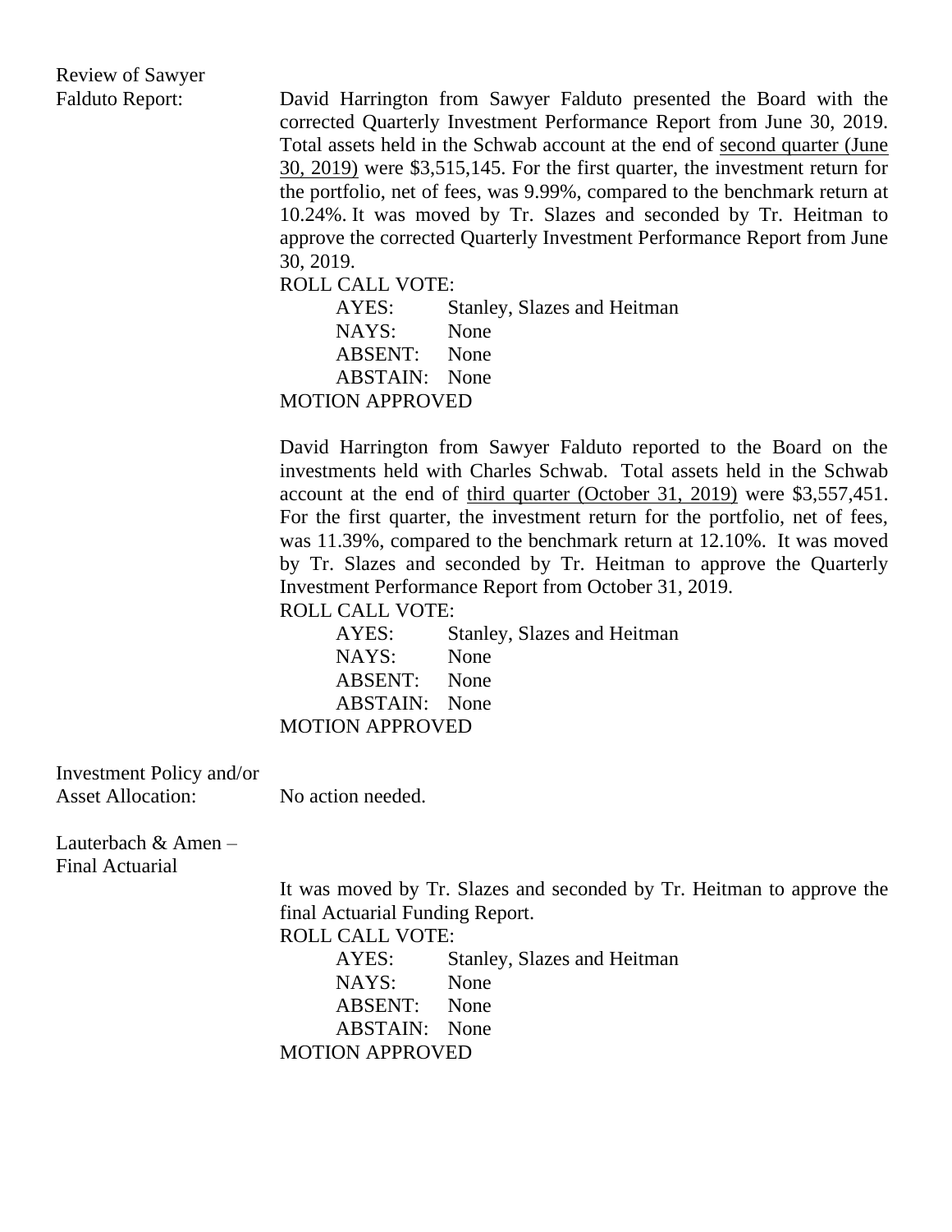**Review of Sawyer Falduto Report:**

David Harrington from Sawyer Falduto presented the Board with the corrected Quarterly Investment Performance Report from June 30, 2019. Total assets held in the Schwab account at the end of <u>second quarter (June 30, 2019)</u> were $3,515,145. For the first quarter, the investment return for the portfolio, net of fees, was 9.99%, compared to the benchmark return at 10.24%. It was moved by Tr. Slazes and seconded by Tr. Heitman to approve the corrected Quarterly Investment Performance Report from June 30, 2019.

ROLL CALL VOTE:

- AYES: Stanley, Slazes and Heitman
- NAYS: None
- ABSENT: None
- ABSTAIN: None

MOTION APPROVED

David Harrington from Sawyer Falduto reported to the Board on the investments held with Charles Schwab. Total assets held in the Schwab account at the end of <u>third quarter (October 31, 2019)</u> were $3,557,451. For the first quarter, the investment return for the portfolio, net of fees, was 11.39%, compared to the benchmark return at 12.10%. It was moved by Tr. Slazes and seconded by Tr. Heitman to approve the Quarterly Investment Performance Report from October 31, 2019.

ROLL CALL VOTE:

- AYES: Stanley, Slazes and Heitman
- NAYS: None
- ABSENT: None
- ABSTAIN: None

MOTION APPROVED

**Investment Policy and/or Asset Allocation:** No action needed.

**Lauterbach & Amen – Final Actuarial**

It was moved by Tr. Slazes and seconded by Tr. Heitman to approve the final Actuarial Funding Report.

ROLL CALL VOTE:

- AYES: Stanley, Slazes and Heitman
- NAYS: None
- ABSENT: None
- ABSTAIN: None

MOTION APPROVED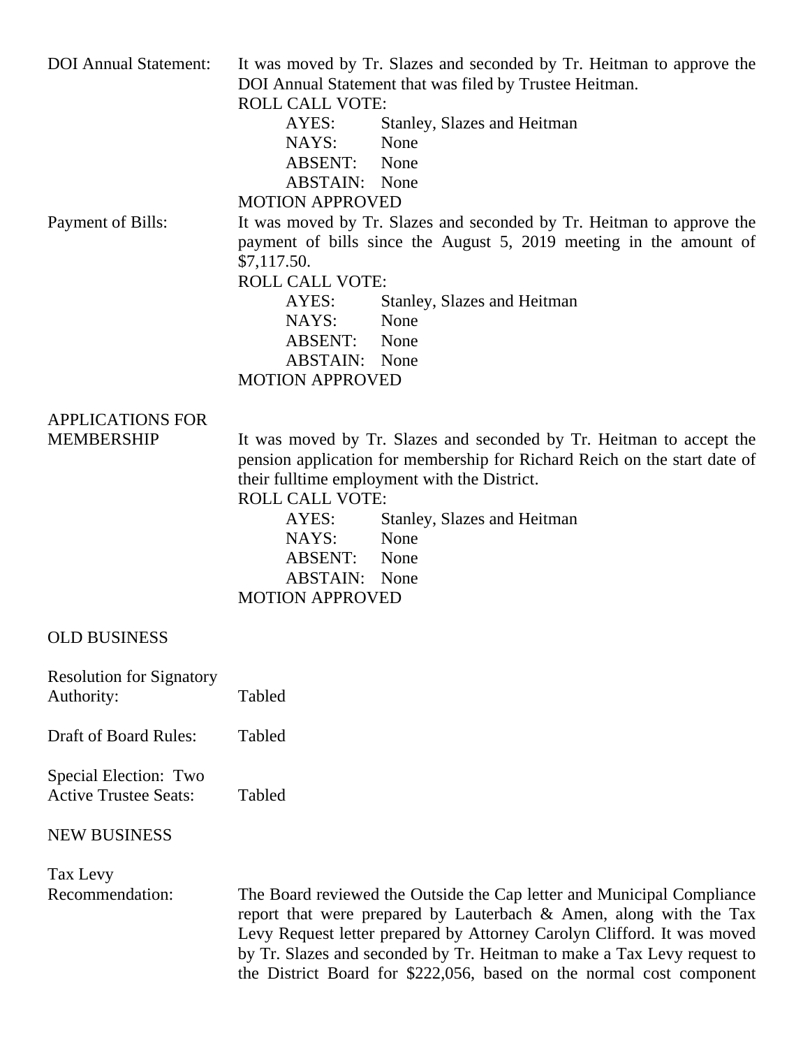DOI Annual Statement: It was moved by Tr. Slazes and seconded by Tr. Heitman to approve the DOI Annual Statement that was filed by Trustee Heitman.

ROLL CALL VOTE:

- AYES: Stanley, Slazes and Heitman
- NAYS: None
- ABSENT: None
- ABSTAIN: None

MOTION APPROVED

Payment of Bills: It was moved by Tr. Slazes and seconded by Tr. Heitman to approve the payment of bills since the August 5, 2019 meeting in the amount of $7,117.50.

ROLL CALL VOTE:

- AYES: Stanley, Slazes and Heitman
- NAYS: None
- ABSENT: None
- ABSTAIN: None

MOTION APPROVED

APPLICATIONS FOR MEMBERSHIP

It was moved by Tr. Slazes and seconded by Tr. Heitman to accept the pension application for membership for Richard Reich on the start date of their fulltime employment with the District.

ROLL CALL VOTE:

- AYES: Stanley, Slazes and Heitman
- NAYS: None
- ABSENT: None
- ABSTAIN: None

MOTION APPROVED

OLD BUSINESS

Resolution for Signatory Authority: Tabled

Draft of Board Rules: Tabled

Special Election: Two Active Trustee Seats: Tabled

NEW BUSINESS

Tax Levy Recommendation: The Board reviewed the Outside the Cap letter and Municipal Compliance report that were prepared by Lauterbach & Amen, along with the Tax Levy Request letter prepared by Attorney Carolyn Clifford. It was moved by Tr. Slazes and seconded by Tr. Heitman to make a Tax Levy request to the District Board for $222,056, based on the normal cost component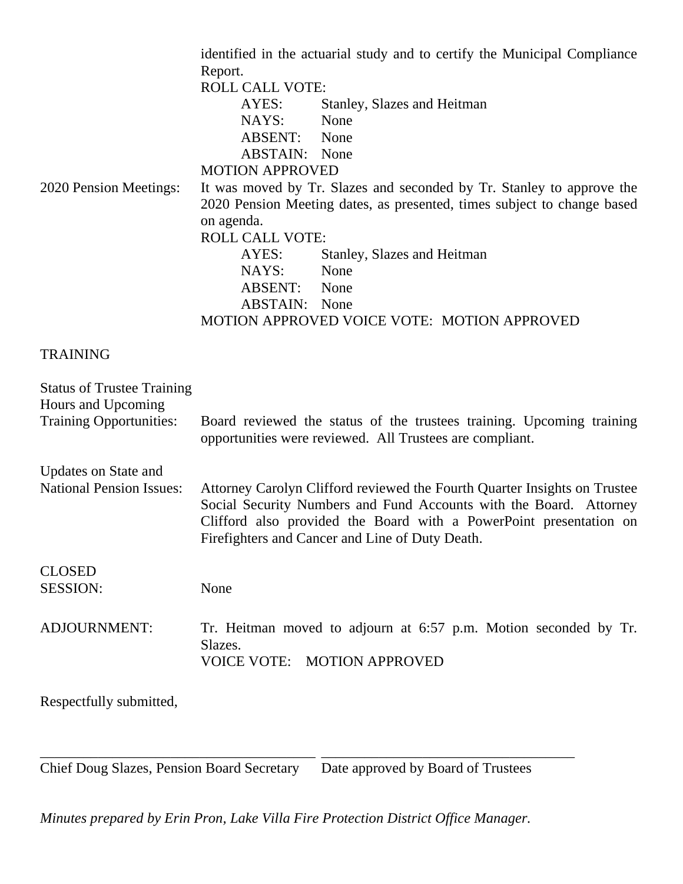identified in the actuarial study and to certify the Municipal Compliance Report.

ROLL CALL VOTE:

AYES: Stanley, Slazes and Heitman
NAYS: None
ABSENT: None
ABSTAIN: None

MOTION APPROVED

2020 Pension Meetings: It was moved by Tr. Slazes and seconded by Tr. Stanley to approve the 2020 Pension Meeting dates, as presented, times subject to change based on agenda.

ROLL CALL VOTE:

AYES: Stanley, Slazes and Heitman
NAYS: None
ABSENT: None
ABSTAIN: None

MOTION APPROVED VOICE VOTE: MOTION APPROVED

TRAINING

Status of Trustee Training Hours and Upcoming Training Opportunities: Board reviewed the status of the trustees training. Upcoming training opportunities were reviewed. All Trustees are compliant.

Updates on State and National Pension Issues: Attorney Carolyn Clifford reviewed the Fourth Quarter Insights on Trustee Social Security Numbers and Fund Accounts with the Board. Attorney Clifford also provided the Board with a PowerPoint presentation on Firefighters and Cancer and Line of Duty Death.

CLOSED SESSION: None

ADJOURNMENT: Tr. Heitman moved to adjourn at 6:57 p.m. Motion seconded by Tr. Slazes.

VOICE VOTE: MOTION APPROVED

Respectfully submitted,

_____________________________________ ___________________________________

Chief Doug Slazes, Pension Board Secretary Date approved by Board of Trustees

*Minutes prepared by Erin Pron, Lake Villa Fire Protection District Office Manager.*